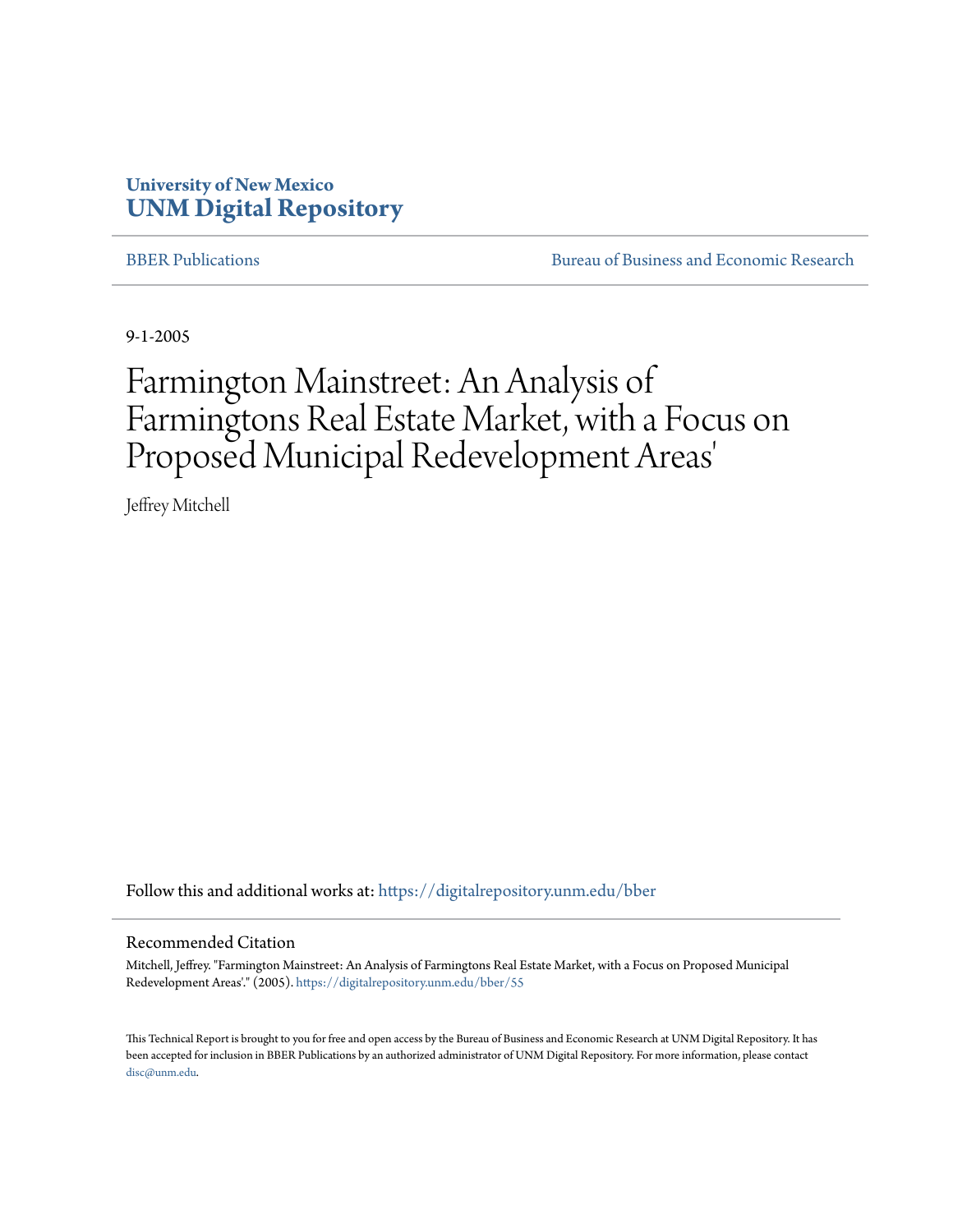University of New Mexico
**UNM Digital Repository**

BBER Publications | Bureau of Business and Economic Research

9-1-2005

# Farmington Mainstreet: An Analysis of Farmingtons Real Estate Market, with a Focus on Proposed Municipal Redevelopment Areas'

Jeffrey Mitchell

Follow this and additional works at: https://digitalrepository.unm.edu/bber

## Recommended Citation

Mitchell, Jeffrey. "Farmington Mainstreet: An Analysis of Farmingtons Real Estate Market, with a Focus on Proposed Municipal Redevelopment Areas'." (2005). https://digitalrepository.unm.edu/bber/55

This Technical Report is brought to you for free and open access by the Bureau of Business and Economic Research at UNM Digital Repository. It has been accepted for inclusion in BBER Publications by an authorized administrator of UNM Digital Repository. For more information, please contact disc@unm.edu.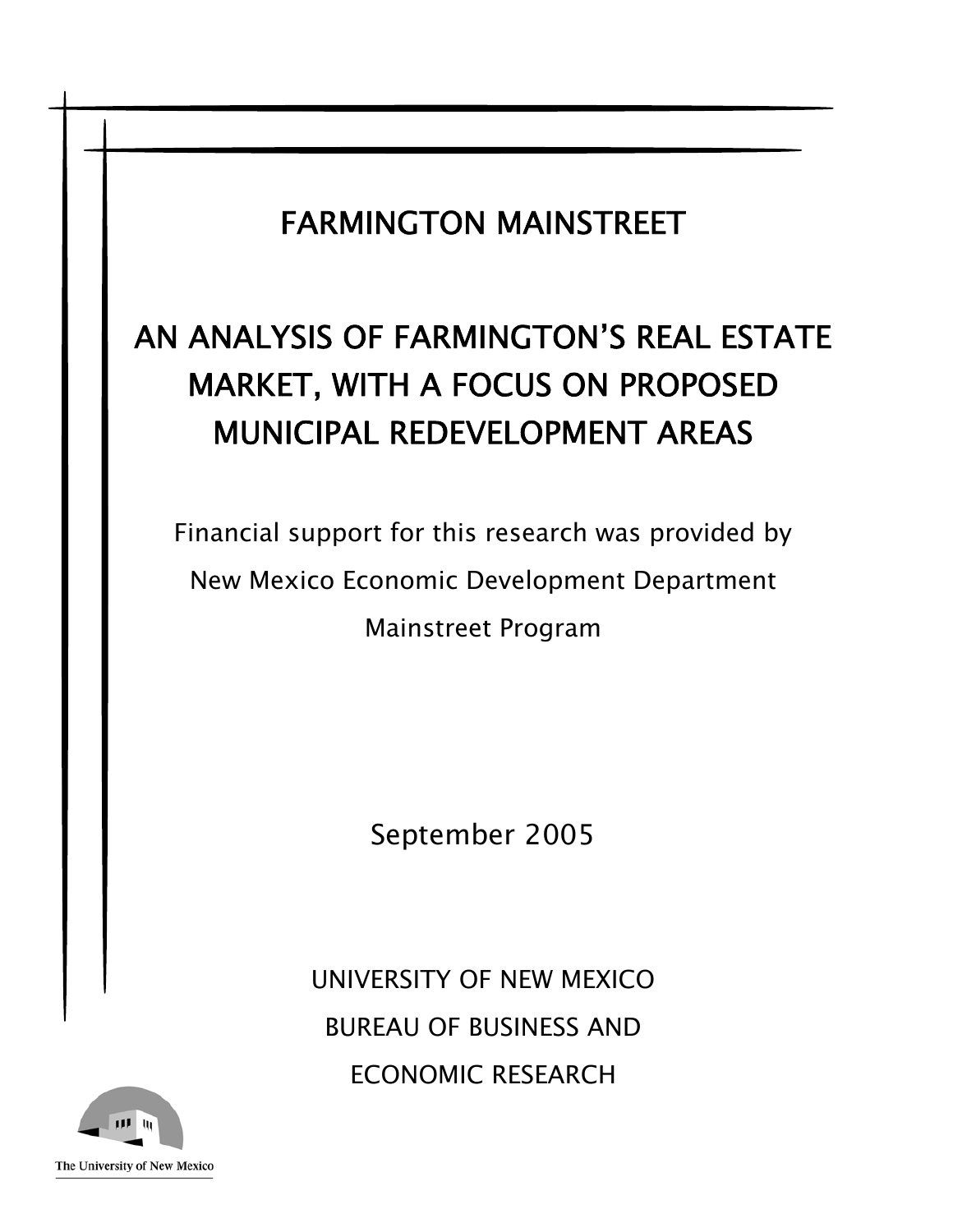# FARMINGTON MAINSTREET

# AN ANALYSIS OF FARMINGTON'S REAL ESTATE MARKET, WITH A FOCUS ON PROPOSED MUNICIPAL REDEVELOPMENT AREAS

Financial support for this research was provided by

New Mexico Economic Development Department

Mainstreet Program

September 2005

UNIVERSITY OF NEW MEXICO

BUREAU OF BUSINESS AND

ECONOMIC RESEARCH

The University of New Mexico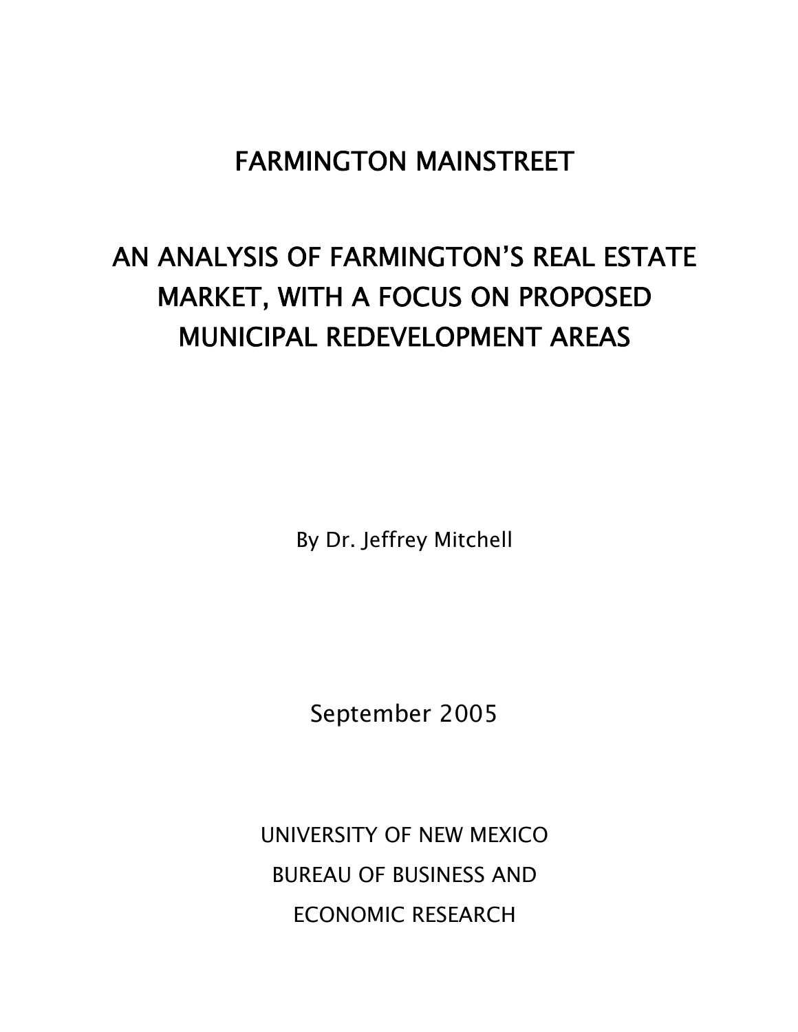# FARMINGTON MAINSTREET

# AN ANALYSIS OF FARMINGTON'S REAL ESTATE MARKET, WITH A FOCUS ON PROPOSED MUNICIPAL REDEVELOPMENT AREAS

By Dr. Jeffrey Mitchell

September 2005

UNIVERSITY OF NEW MEXICO

BUREAU OF BUSINESS AND

ECONOMIC RESEARCH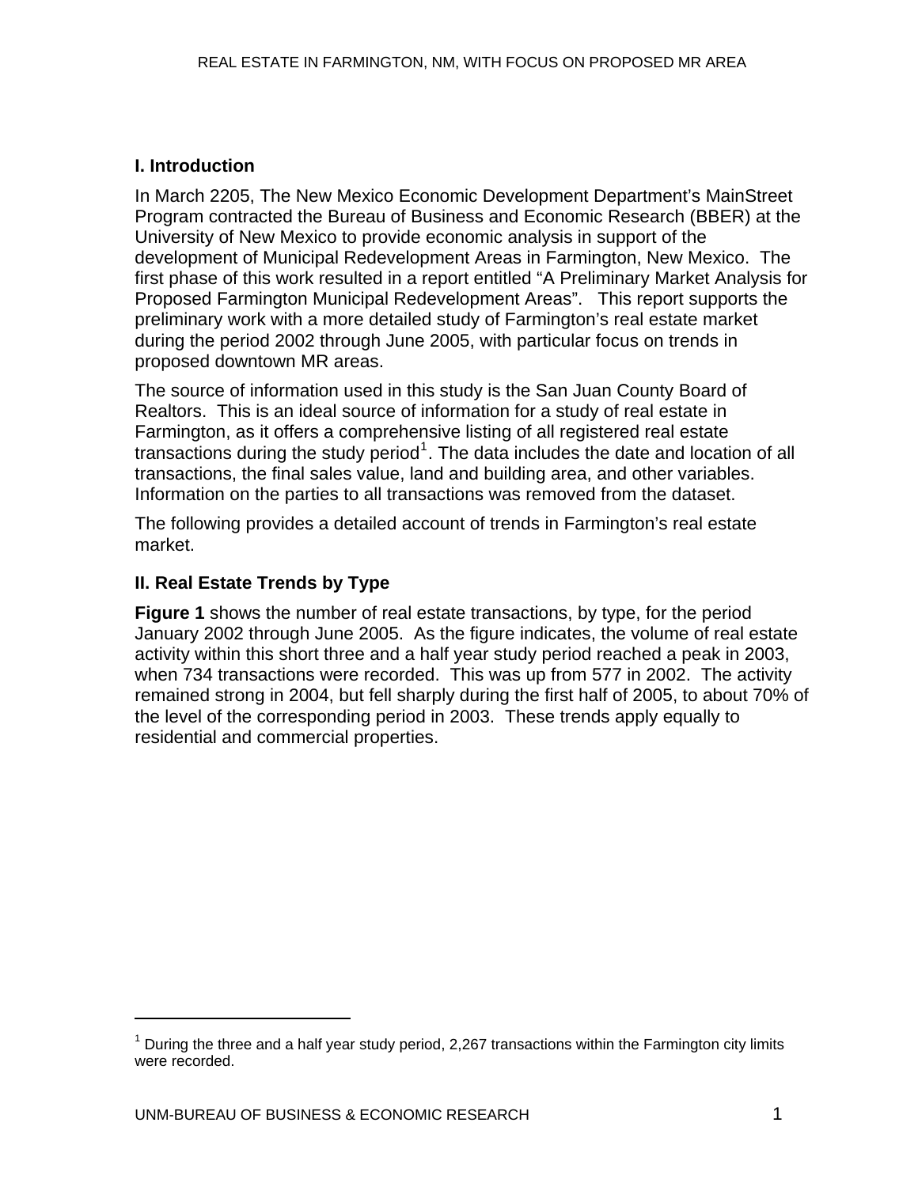## I. Introduction

In March 2205, The New Mexico Economic Development Department's MainStreet Program contracted the Bureau of Business and Economic Research (BBER) at the University of New Mexico to provide economic analysis in support of the development of Municipal Redevelopment Areas in Farmington, New Mexico. The first phase of this work resulted in a report entitled "A Preliminary Market Analysis for Proposed Farmington Municipal Redevelopment Areas". This report supports the preliminary work with a more detailed study of Farmington's real estate market during the period 2002 through June 2005, with particular focus on trends in proposed downtown MR areas.

The source of information used in this study is the San Juan County Board of Realtors. This is an ideal source of information for a study of real estate in Farmington, as it offers a comprehensive listing of all registered real estate transactions during the study period[1]. The data includes the date and location of all transactions, the final sales value, land and building area, and other variables. Information on the parties to all transactions was removed from the dataset.

The following provides a detailed account of trends in Farmington's real estate market.

## II. Real Estate Trends by Type

**Figure 1** shows the number of real estate transactions, by type, for the period January 2002 through June 2005. As the figure indicates, the volume of real estate activity within this short three and a half year study period reached a peak in 2003, when 734 transactions were recorded. This was up from 577 in 2002. The activity remained strong in 2004, but fell sharply during the first half of 2005, to about 70% of the level of the corresponding period in 2003. These trends apply equally to residential and commercial properties.

---

[1] During the three and a half year study period, 2,267 transactions within the Farmington city limits were recorded.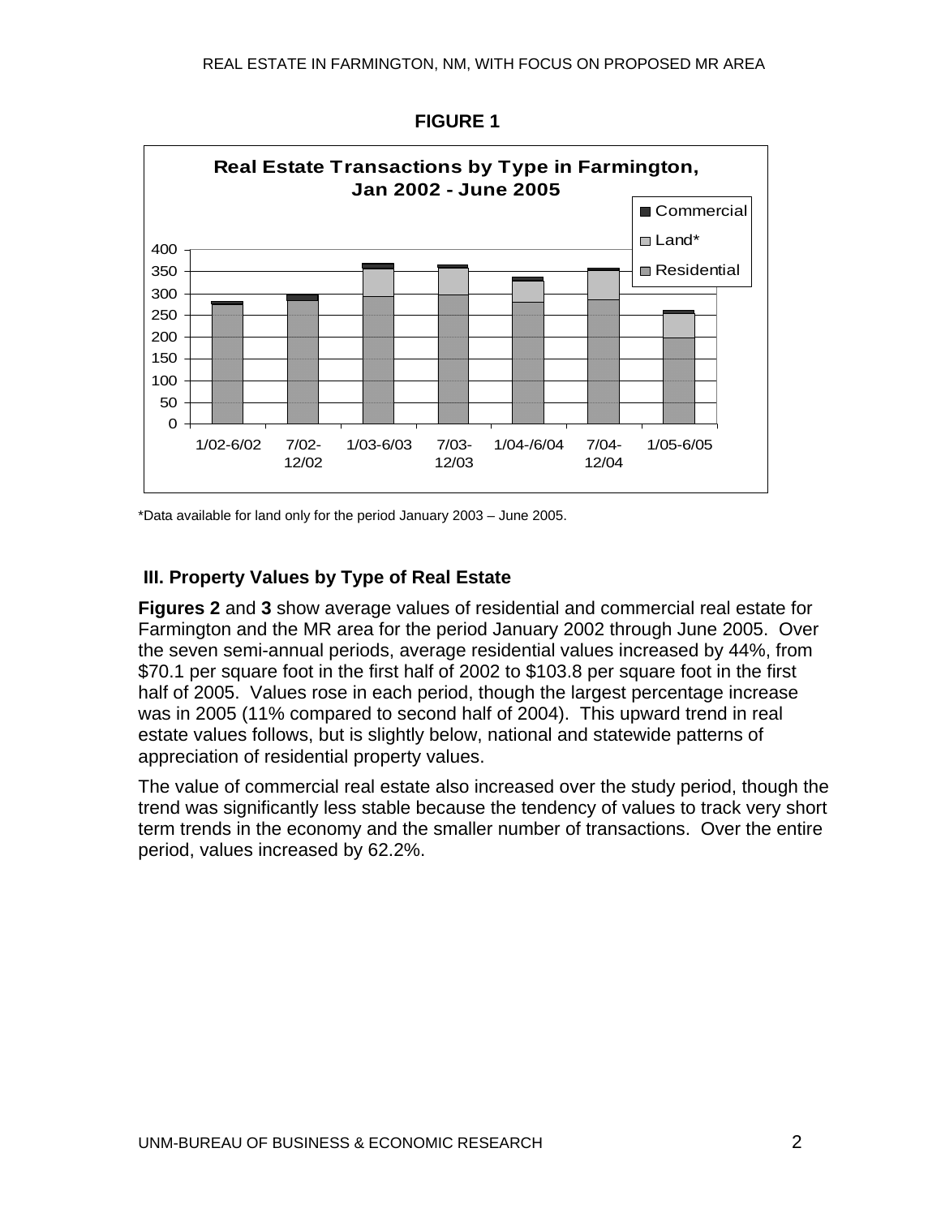**FIGURE 1**

**Real Estate Transactions by Type in Farmington, Jan 2002 - June 2005**

*Data available for land only for the period January 2003 – June 2005.

### III. Property Values by Type of Real Estate

**Figures 2** and **3** show average values of residential and commercial real estate for Farmington and the MR area for the period January 2002 through June 2005. Over the seven semi-annual periods, average residential values increased by 44%, from $70.1 per square foot in the first half of 2002 to $103.8 per square foot in the first half of 2005. Values rose in each period, though the largest percentage increase was in 2005 (11% compared to second half of 2004). This upward trend in real estate values follows, but is slightly below, national and statewide patterns of appreciation of residential property values.

The value of commercial real estate also increased over the study period, though the trend was significantly less stable because the tendency of values to track very short term trends in the economy and the smaller number of transactions. Over the entire period, values increased by 62.2%.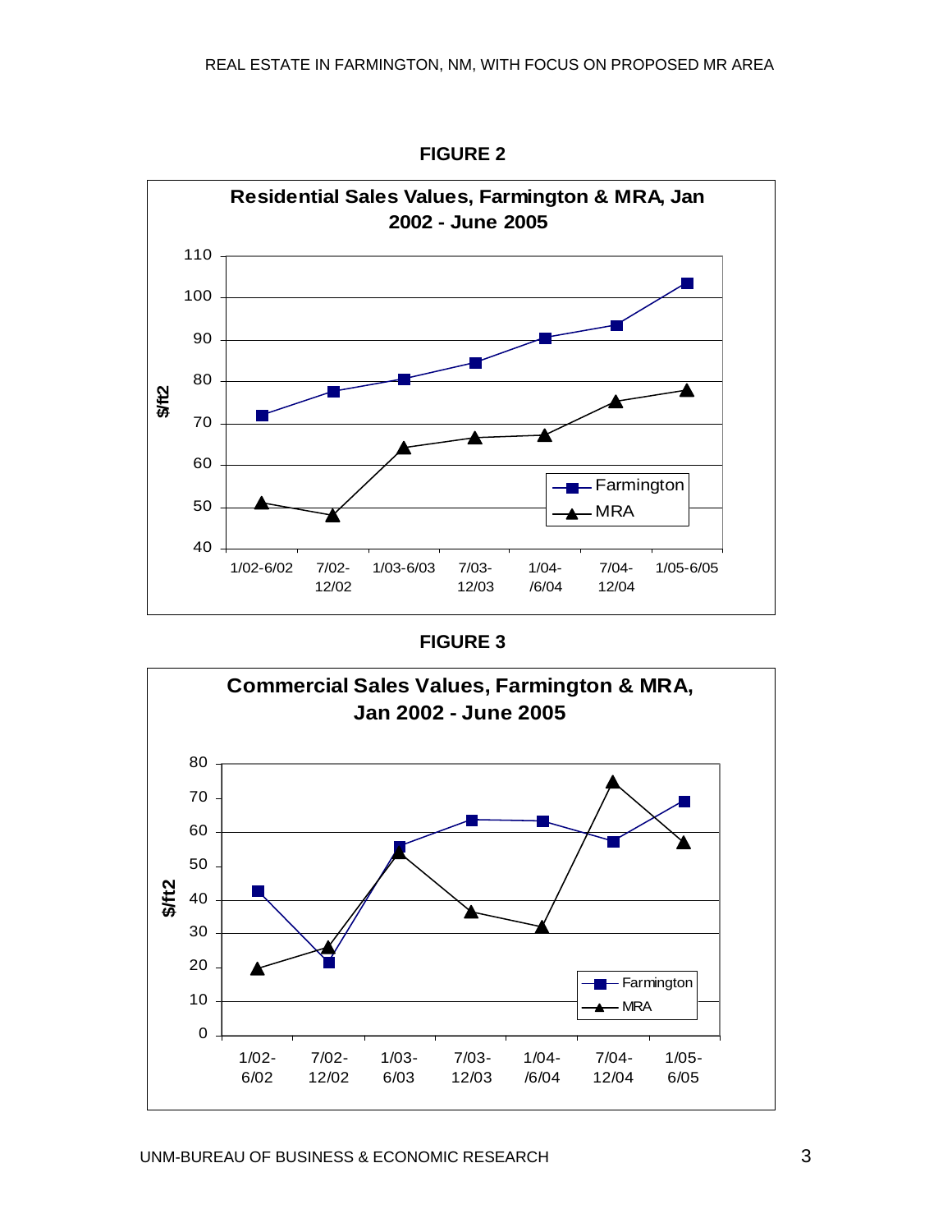**FIGURE 2**

**Residential Sales Values, Farmington & MRA, Jan 2002 - June 2005**

**FIGURE 3**

**Commercial Sales Values, Farmington & MRA, Jan 2002 - June 2005**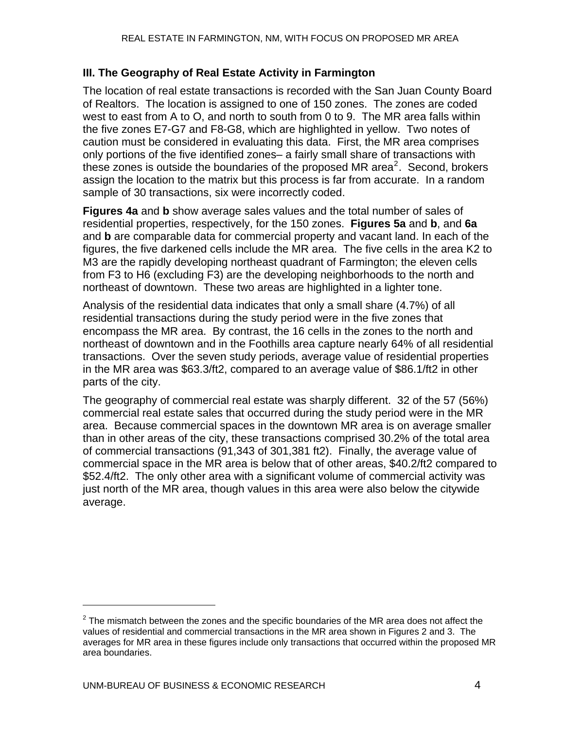## III. The Geography of Real Estate Activity in Farmington

The location of real estate transactions is recorded with the San Juan County Board of Realtors. The location is assigned to one of 150 zones. The zones are coded west to east from A to O, and north to south from 0 to 9. The MR area falls within the five zones E7-G7 and F8-G8, which are highlighted in yellow. Two notes of caution must be considered in evaluating this data. First, the MR area comprises only portions of the five identified zones– a fairly small share of transactions with these zones is outside the boundaries of the proposed MR area[2]. Second, brokers assign the location to the matrix but this process is far from accurate. In a random sample of 30 transactions, six were incorrectly coded.

**Figures 4a** and **b** show average sales values and the total number of sales of residential properties, respectively, for the 150 zones. **Figures 5a** and **b**, and **6a** and **b** are comparable data for commercial property and vacant land. In each of the figures, the five darkened cells include the MR area. The five cells in the area K2 to M3 are the rapidly developing northeast quadrant of Farmington; the eleven cells from F3 to H6 (excluding F3) are the developing neighborhoods to the north and northeast of downtown. These two areas are highlighted in a lighter tone.

Analysis of the residential data indicates that only a small share (4.7%) of all residential transactions during the study period were in the five zones that encompass the MR area. By contrast, the 16 cells in the zones to the north and northeast of downtown and in the Foothills area capture nearly 64% of all residential transactions. Over the seven study periods, average value of residential properties in the MR area was \$63.3/ft2, compared to an average value of \$86.1/ft2 in other parts of the city.

The geography of commercial real estate was sharply different. 32 of the 57 (56%) commercial real estate sales that occurred during the study period were in the MR area. Because commercial spaces in the downtown MR area is on average smaller than in other areas of the city, these transactions comprised 30.2% of the total area of commercial transactions (91,343 of 301,381 ft2). Finally, the average value of commercial space in the MR area is below that of other areas, \$40.2/ft2 compared to \$52.4/ft2. The only other area with a significant volume of commercial activity was just north of the MR area, though values in this area were also below the citywide average.

[2] The mismatch between the zones and the specific boundaries of the MR area does not affect the values of residential and commercial transactions in the MR area shown in Figures 2 and 3. The averages for MR area in these figures include only transactions that occurred within the proposed MR area boundaries.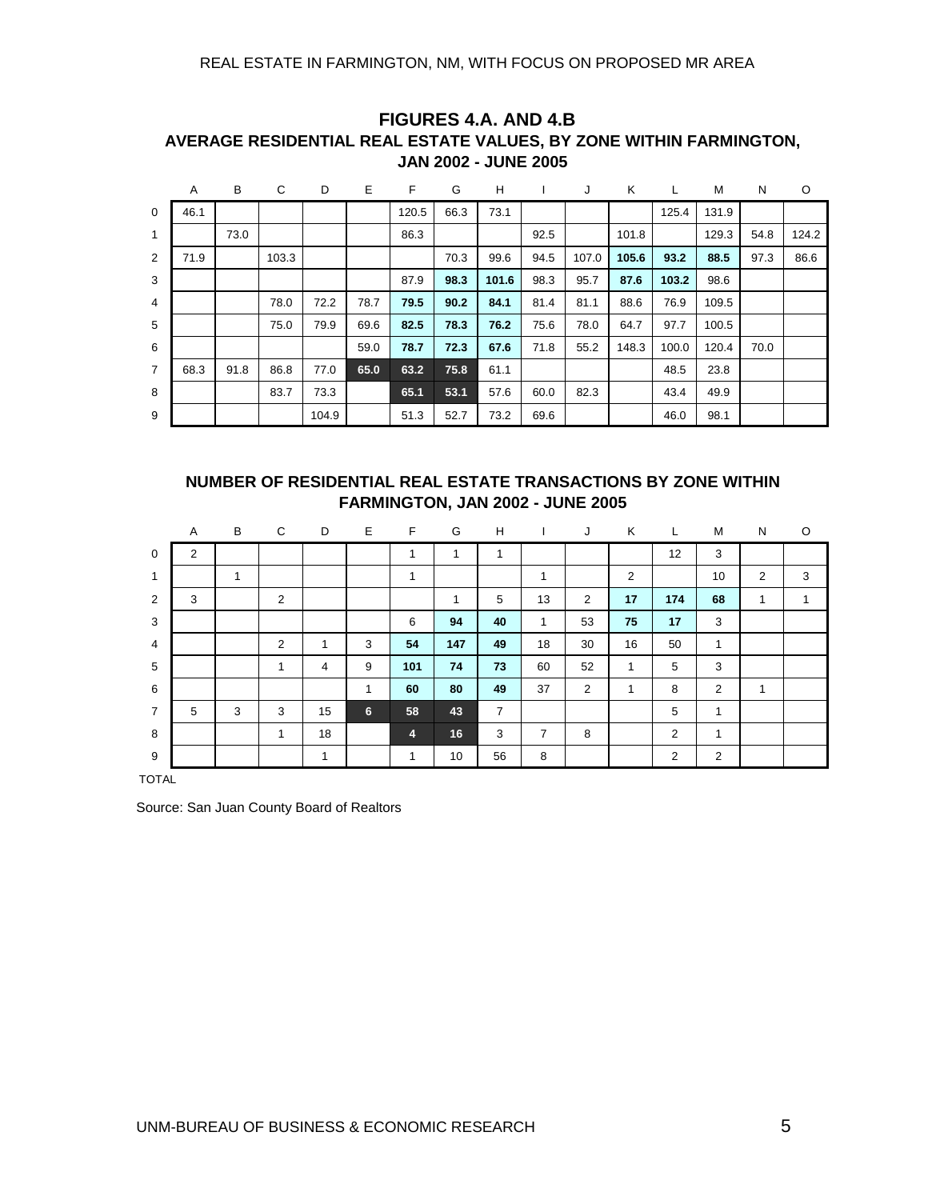## FIGURES 4.A. AND 4.B

### AVERAGE RESIDENTIAL REAL ESTATE VALUES, BY ZONE WITHIN FARMINGTON, JAN 2002 - JUNE 2005

| | A | B | C | D | E | F | G | H | I | J | K | L | M | N | O |
|---|---|---|---|---|---|---|---|---|---|---|---|---|---|---|---|
| 0 | 46.1 | | | | | 120.5 | 66.3 | 73.1 | | | | 125.4 | 131.9 | | |
| 1 | | 73.0 | | | | 86.3 | | | 92.5 | | 101.8 | | 129.3 | 54.8 | 124.2 |
| 2 | 71.9 | | 103.3 | | | | 70.3 | 99.6 | 94.5 | 107.0 | **105.6** | **93.2** | **88.5** | 97.3 | 86.6 |
| 3 | | | | | | 87.9 | **98.3** | **101.6** | 98.3 | 95.7 | **87.6** | **103.2** | 98.6 | | |
| 4 | | | 78.0 | 72.2 | 78.7 | **79.5** | **90.2** | **84.1** | 81.4 | 81.1 | 88.6 | 76.9 | 109.5 | | |
| 5 | | | 75.0 | 79.9 | 69.6 | **82.5** | **78.3** | **76.2** | 75.6 | 78.0 | 64.7 | 97.7 | 100.5 | | |
| 6 | | | | | 59.0 | **78.7** | **72.3** | **67.6** | 71.8 | 55.2 | 148.3 | 100.0 | 120.4 | 70.0 | |
| 7 | 68.3 | 91.8 | 86.8 | 77.0 | **65.0** | **63.2** | **75.8** | 61.1 | | | | 48.5 | 23.8 | | |
| 8 | | | 83.7 | 73.3 | | **65.1** | **53.1** | 57.6 | 60.0 | 82.3 | | 43.4 | 49.9 | | |
| 9 | | | | 104.9 | | 51.3 | 52.7 | 73.2 | 69.6 | | | 46.0 | 98.1 | | |

### NUMBER OF RESIDENTIAL REAL ESTATE TRANSACTIONS BY ZONE WITHIN FARMINGTON, JAN 2002 - JUNE 2005

| | A | B | C | D | E | F | G | H | I | J | K | L | M | N | O |
|---|---|---|---|---|---|---|---|---|---|---|---|---|---|---|---|
| 0 | 2 | | | | | 1 | 1 | 1 | | | | 12 | 3 | | |
| 1 | | 1 | | | | 1 | | | 1 | | 2 | | 10 | 2 | 3 |
| 2 | 3 | | 2 | | | | 1 | 5 | 13 | 2 | **17** | **174** | **68** | 1 | 1 |
| 3 | | | | | | 6 | **94** | **40** | 1 | 53 | **75** | **17** | 3 | | |
| 4 | | | 2 | 1 | 3 | **54** | **147** | **49** | 18 | 30 | 16 | 50 | 1 | | |
| 5 | | | 1 | 4 | 9 | **101** | **74** | **73** | 60 | 52 | 1 | 5 | 3 | | |
| 6 | | | | | 1 | **60** | **80** | **49** | 37 | 2 | 1 | 8 | 2 | 1 | |
| 7 | 5 | 3 | 3 | 15 | **6** | **58** | **43** | 7 | | | | 5 | 1 | | |
| 8 | | | 1 | 18 | | **4** | **16** | 3 | 7 | 8 | | 2 | 1 | | |
| 9 | | | | 1 | | 1 | 10 | 56 | 8 | | | 2 | 2 | | |

TOTAL

Source: San Juan County Board of Realtors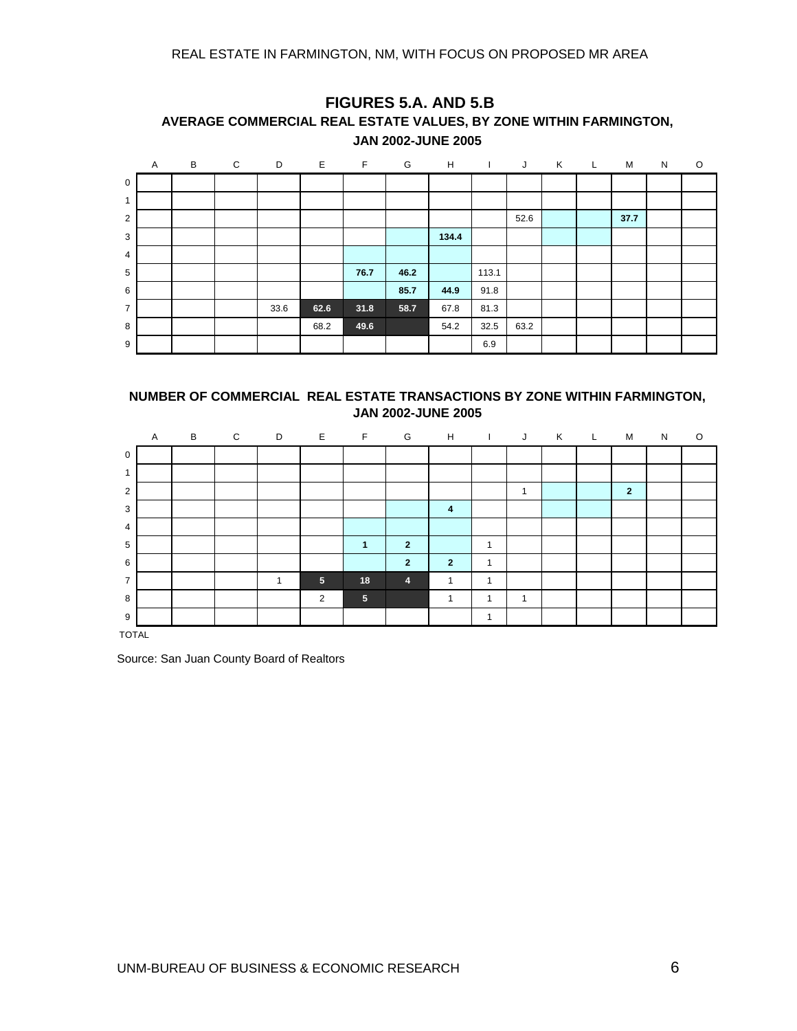## FIGURES 5.A. AND 5.B

### AVERAGE COMMERCIAL REAL ESTATE VALUES, BY ZONE WITHIN FARMINGTON, JAN 2002-JUNE 2005

| | A | B | C | D | E | F | G | H | I | J | K | L | M | N | O |
|---|---|---|---|---|---|---|---|---|---|---|---|---|---|---|---|
| 0 | | | | | | | | | | | | | | | |
| 1 | | | | | | | | | | | | | | | |
| 2 | | | | | | | | | | 52.6 | | | **37.7** | | |
| 3 | | | | | | | | **134.4** | | | | | | | |
| 4 | | | | | | | | | | | | | | | |
| 5 | | | | | | **76.7** | **46.2** | | 113.1 | | | | | | |
| 6 | | | | | | | **85.7** | **44.9** | 91.8 | | | | | | |
| 7 | | | | 33.6 | **62.6** | **31.8** | **58.7** | 67.8 | 81.3 | | | | | | |
| 8 | | | | | 68.2 | **49.6** | | 54.2 | 32.5 | 63.2 | | | | | |
| 9 | | | | | | | | | 6.9 | | | | | | |

### NUMBER OF COMMERCIAL REAL ESTATE TRANSACTIONS BY ZONE WITHIN FARMINGTON, JAN 2002-JUNE 2005

| | A | B | C | D | E | F | G | H | I | J | K | L | M | N | O |
|---|---|---|---|---|---|---|---|---|---|---|---|---|---|---|---|
| 0 | | | | | | | | | | | | | | | |
| 1 | | | | | | | | | | | | | | | |
| 2 | | | | | | | | | | 1 | | | **2** | | |
| 3 | | | | | | | | **4** | | | | | | | |
| 4 | | | | | | | | | | | | | | | |
| 5 | | | | | | **1** | **2** | | 1 | | | | | | |
| 6 | | | | | | | **2** | **2** | 1 | | | | | | |
| 7 | | | | 1 | **5** | **18** | **4** | 1 | 1 | | | | | | |
| 8 | | | | | 2 | **5** | | 1 | 1 | 1 | | | | | |
| 9 | | | | | | | | | 1 | | | | | | |
| TOTAL | | | | | | | | | | | | | | | |

Source: San Juan County Board of Realtors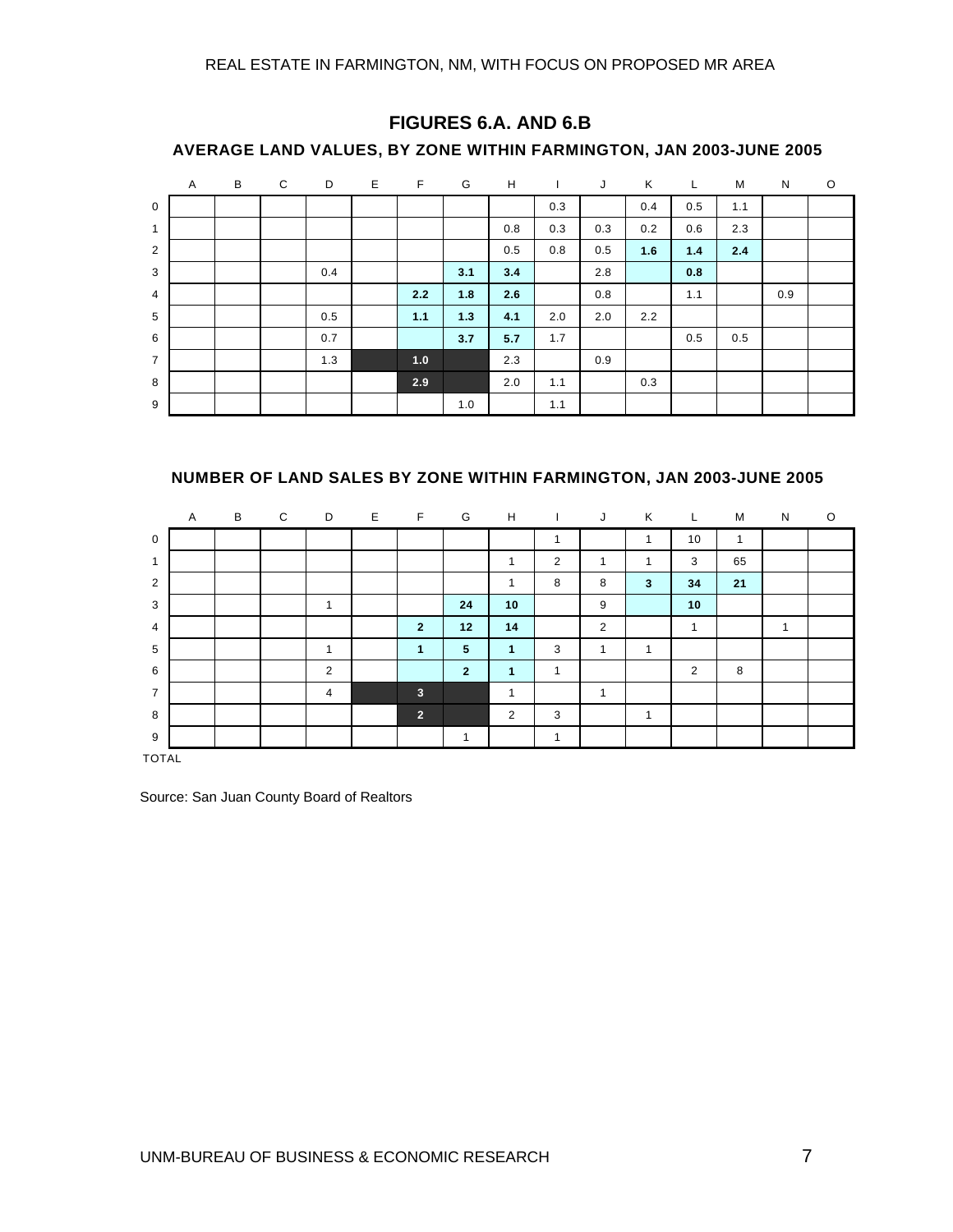## FIGURES 6.A. AND 6.B

### AVERAGE LAND VALUES, BY ZONE WITHIN FARMINGTON, JAN 2003-JUNE 2005

| | A | B | C | D | E | F | G | H | I | J | K | L | M | N | O |
|---|---|---|---|---|---|---|---|---|---|---|---|---|---|---|---|
| 0 | | | | | | | | | 0.3 | | 0.4 | 0.5 | 1.1 | | |
| 1 | | | | | | | | 0.8 | 0.3 | 0.3 | 0.2 | 0.6 | 2.3 | | |
| 2 | | | | | | | | 0.5 | 0.8 | 0.5 | **1.6** | **1.4** | **2.4** | | |
| 3 | | | | 0.4 | | | **3.1** | **3.4** | | 2.8 | | **0.8** | | | |
| 4 | | | | | | **2.2** | **1.8** | **2.6** | | 0.8 | | 1.1 | | 0.9 | |
| 5 | | | | 0.5 | | **1.1** | **1.3** | **4.1** | 2.0 | 2.0 | 2.2 | | | | |
| 6 | | | | 0.7 | | | **3.7** | **5.7** | 1.7 | | | 0.5 | 0.5 | | |
| 7 | | | | 1.3 | | **1.0** | | 2.3 | | 0.9 | | | | | |
| 8 | | | | | | **2.9** | | 2.0 | 1.1 | | 0.3 | | | | |
| 9 | | | | | | | 1.0 | | 1.1 | | | | | | |

### NUMBER OF LAND SALES BY ZONE WITHIN FARMINGTON, JAN 2003-JUNE 2005

| | A | B | C | D | E | F | G | H | I | J | K | L | M | N | O |
|---|---|---|---|---|---|---|---|---|---|---|---|---|---|---|---|
| 0 | | | | | | | | | 1 | | 1 | 10 | 1 | | |
| 1 | | | | | | | | 1 | 2 | 1 | 1 | 3 | 65 | | |
| 2 | | | | | | | | 1 | 8 | 8 | **3** | **34** | **21** | | |
| 3 | | | | 1 | | | **24** | **10** | | 9 | | **10** | | | |
| 4 | | | | | | **2** | **12** | **14** | | 2 | | 1 | | 1 | |
| 5 | | | | 1 | | **1** | **5** | **1** | 3 | 1 | 1 | | | | |
| 6 | | | | 2 | | | **2** | **1** | 1 | | | 2 | 8 | | |
| 7 | | | | 4 | | **3** | | 1 | | 1 | | | | | |
| 8 | | | | | | **2** | | 2 | 3 | | 1 | | | | |
| 9 | | | | | | | 1 | | 1 | | | | | | |
| TOTAL | | | | | | | | | | | | | | | |

Source: San Juan County Board of Realtors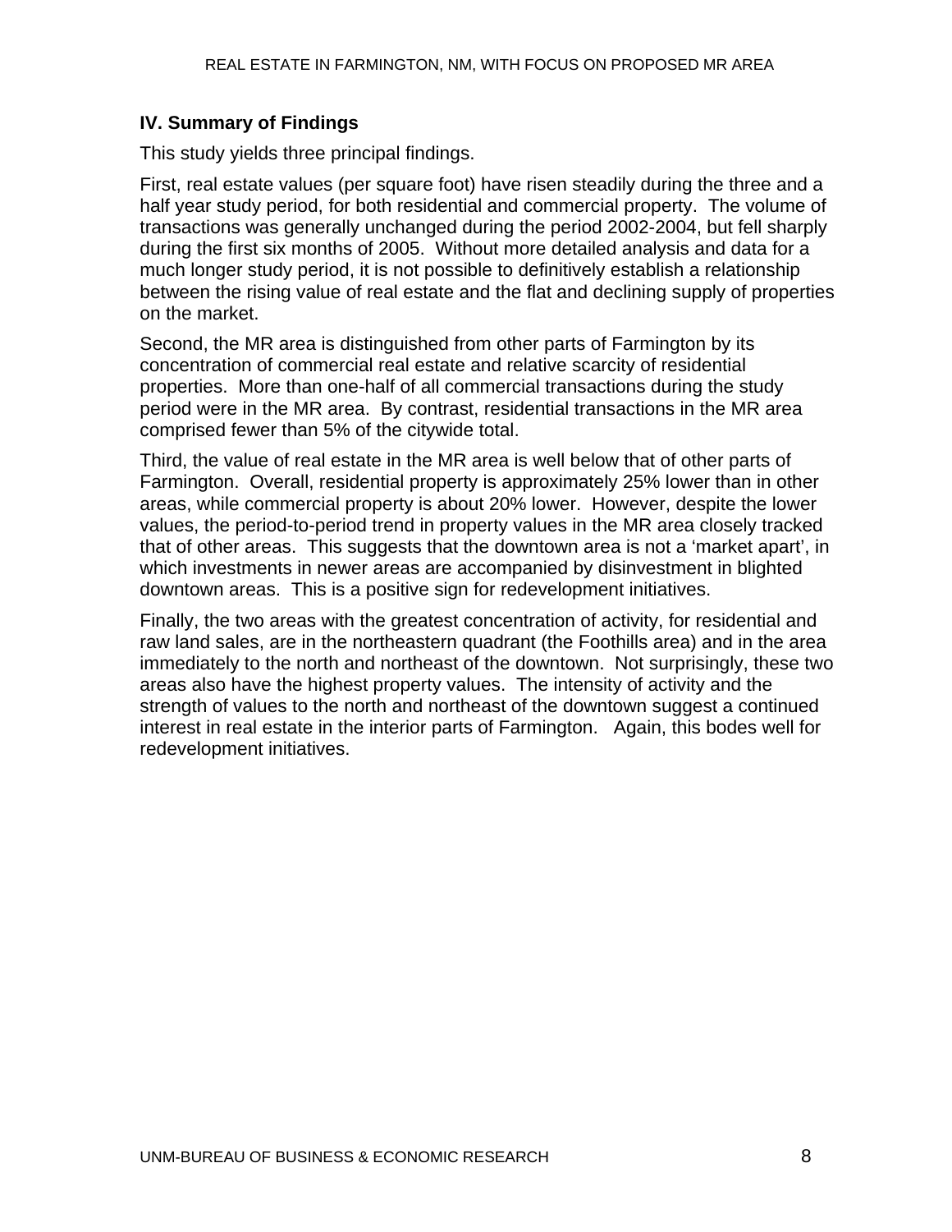## IV. Summary of Findings

This study yields three principal findings.

First, real estate values (per square foot) have risen steadily during the three and a half year study period, for both residential and commercial property. The volume of transactions was generally unchanged during the period 2002-2004, but fell sharply during the first six months of 2005. Without more detailed analysis and data for a much longer study period, it is not possible to definitively establish a relationship between the rising value of real estate and the flat and declining supply of properties on the market.

Second, the MR area is distinguished from other parts of Farmington by its concentration of commercial real estate and relative scarcity of residential properties. More than one-half of all commercial transactions during the study period were in the MR area. By contrast, residential transactions in the MR area comprised fewer than 5% of the citywide total.

Third, the value of real estate in the MR area is well below that of other parts of Farmington. Overall, residential property is approximately 25% lower than in other areas, while commercial property is about 20% lower. However, despite the lower values, the period-to-period trend in property values in the MR area closely tracked that of other areas. This suggests that the downtown area is not a 'market apart', in which investments in newer areas are accompanied by disinvestment in blighted downtown areas. This is a positive sign for redevelopment initiatives.

Finally, the two areas with the greatest concentration of activity, for residential and raw land sales, are in the northeastern quadrant (the Foothills area) and in the area immediately to the north and northeast of the downtown. Not surprisingly, these two areas also have the highest property values. The intensity of activity and the strength of values to the north and northeast of the downtown suggest a continued interest in real estate in the interior parts of Farmington. Again, this bodes well for redevelopment initiatives.